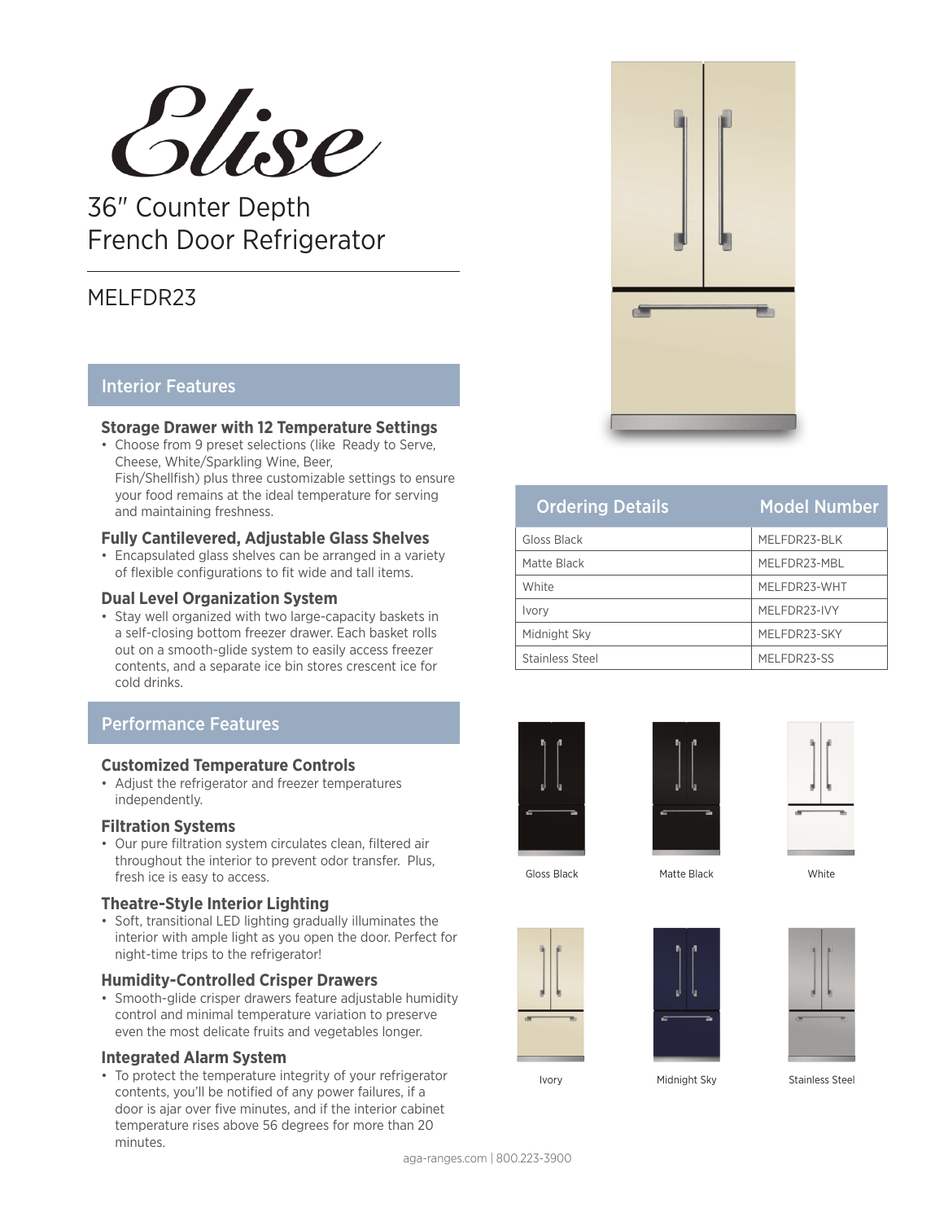# Elise

## 36″ Counter Depth French Door Refrigerator

MELFDR23

## Interior Features

### Storage Drawer with 12 Temperature Settings

- Choose from 9 preset selections (like Ready to Serve, Cheese, White/Sparkling Wine, Beer, Fish/Shellfish) plus three customizable settings to ensure your food remains at the ideal temperature for serving and maintaining freshness.

### Fully Cantilevered, Adjustable Glass Shelves

- Encapsulated glass shelves can be arranged in a variety of flexible configurations to fit wide and tall items.

### Dual Level Organization System

- Stay well organized with two large-capacity baskets in a self-closing bottom freezer drawer. Each basket rolls out on a smooth-glide system to easily access freezer contents, and a separate ice bin stores crescent ice for cold drinks.

## Performance Features

### Customized Temperature Controls

- Adjust the refrigerator and freezer temperatures independently.

### Filtration Systems

- Our pure filtration system circulates clean, filtered air throughout the interior to prevent odor transfer. Plus, fresh ice is easy to access.

### Theatre-Style Interior Lighting

- Soft, transitional LED lighting gradually illuminates the interior with ample light as you open the door. Perfect for night-time trips to the refrigerator!

### Humidity-Controlled Crisper Drawers

- Smooth-glide crisper drawers feature adjustable humidity control and minimal temperature variation to preserve even the most delicate fruits and vegetables longer.

### Integrated Alarm System

- To protect the temperature integrity of your refrigerator contents, you'll be notified of any power failures, if a door is ajar over five minutes, and if the interior cabinet temperature rises above 56 degrees for more than 20 minutes.

| Ordering Details | Model Number |
|---|---|
| Gloss Black | MELFDR23-BLK |
| Matte Black | MELFDR23-MBL |
| White | MELFDR23-WHT |
| Ivory | MELFDR23-IVY |
| Midnight Sky | MELFDR23-SKY |
| Stainless Steel | MELFDR23-SS |

Gloss Black

Matte Black

White

Ivory

Midnight Sky

Stainless Steel

aga-ranges.com | 800.223-3900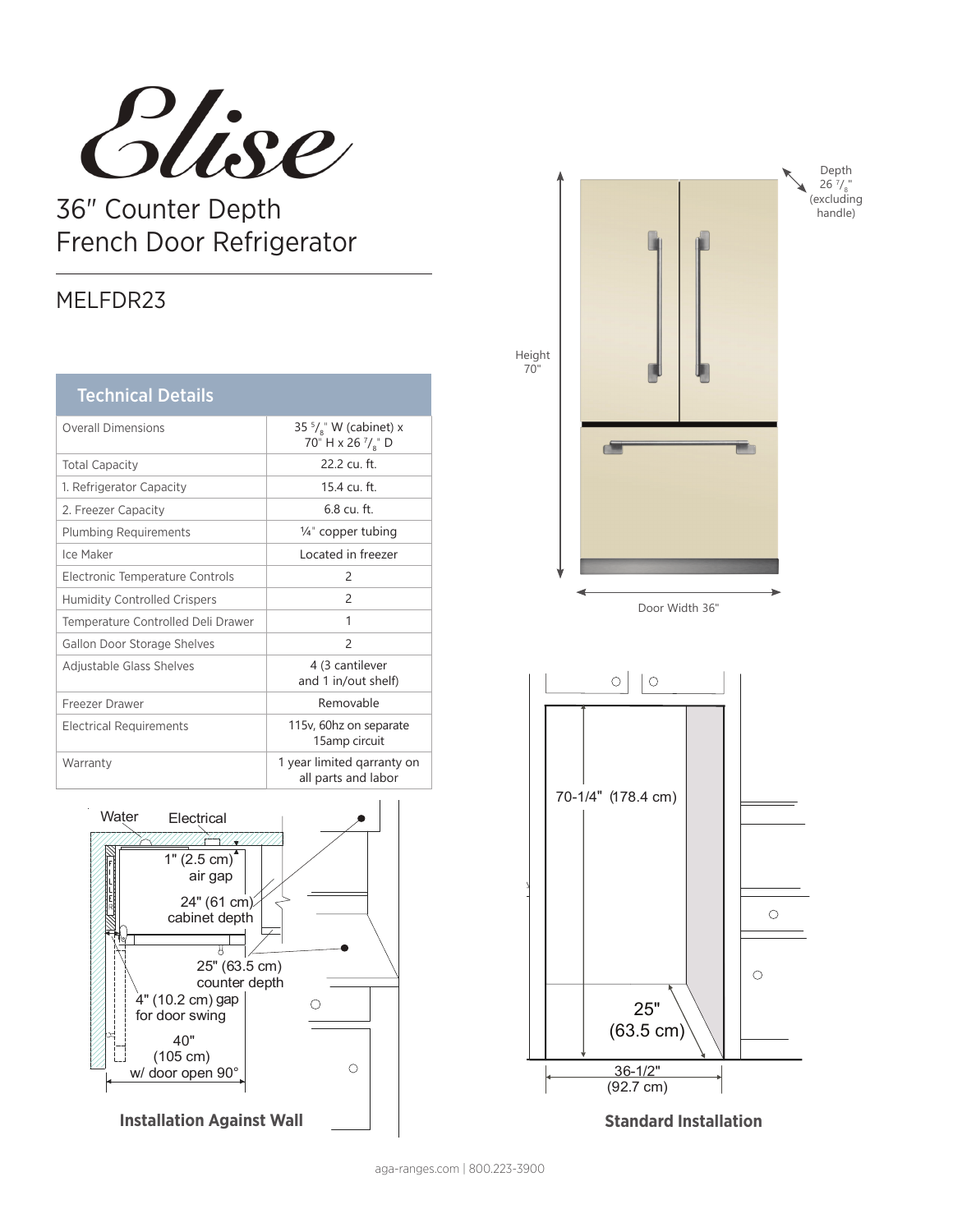# Elise

## 36″ Counter Depth French Door Refrigerator

### MELFDR23

| Technical Details | |
|---|---|
| Overall Dimensions | 35 5/8" W (cabinet) x 70" H x 26 7/8" D |
| Total Capacity | 22.2 cu. ft. |
| 1. Refrigerator Capacity | 15.4 cu. ft. |
| 2. Freezer Capacity | 6.8 cu. ft. |
| Plumbing Requirements | ¼" copper tubing |
| Ice Maker | Located in freezer |
| Electronic Temperature Controls | 2 |
| Humidity Controlled Crispers | 2 |
| Temperature Controlled Deli Drawer | 1 |
| Gallon Door Storage Shelves | 2 |
| Adjustable Glass Shelves | 4 (3 cantilever and 1 in/out shelf) |
| Freezer Drawer | Removable |
| Electrical Requirements | 115v, 60hz on separate 15amp circuit |
| Warranty | 1 year limited qarranty on all parts and labor |

Depth 26 7/8" (excluding handle)

Height 70"

Door Width 36"

Water

Electrical

1" (2.5 cm) air gap

24" (61 cm) cabinet depth

25" (63.5 cm) counter depth

4" (10.2 cm) gap for door swing

40" (105 cm) w/ door open 90°

**Installation Against Wall**

70-1/4" (178.4 cm)

25" (63.5 cm)

36-1/2" (92.7 cm)

**Standard Installation**

aga-ranges.com | 800.223-3900